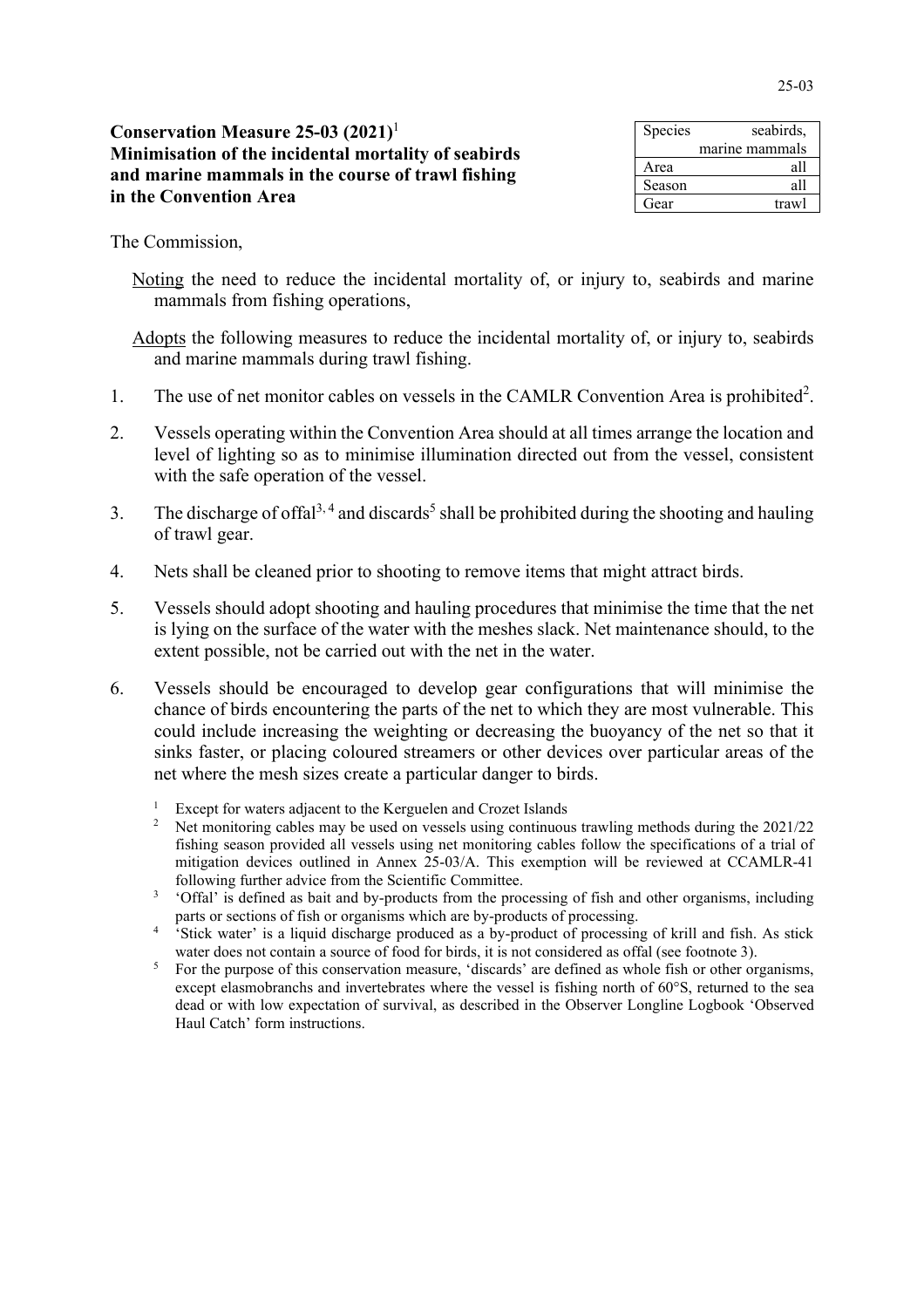## Conservation Measure 25-03 (2021)[1]
## Minimisation of the incidental mortality of seabirds and marine mammals in the course of trawl fishing in the Convention Area

| Species | seabirds, marine mammals |
|---|---|
| Area | all |
| Season | all |
| Gear | trawl |

The Commission,

<u>Noting</u> the need to reduce the incidental mortality of, or injury to, seabirds and marine mammals from fishing operations,

<u>Adopts</u> the following measures to reduce the incidental mortality of, or injury to, seabirds and marine mammals during trawl fishing.

1. The use of net monitor cables on vessels in the CAMLR Convention Area is prohibited[2].

2. Vessels operating within the Convention Area should at all times arrange the location and level of lighting so as to minimise illumination directed out from the vessel, consistent with the safe operation of the vessel.

3. The discharge of offal[3, 4] and discards[5] shall be prohibited during the shooting and hauling of trawl gear.

4. Nets shall be cleaned prior to shooting to remove items that might attract birds.

5. Vessels should adopt shooting and hauling procedures that minimise the time that the net is lying on the surface of the water with the meshes slack. Net maintenance should, to the extent possible, not be carried out with the net in the water.

6. Vessels should be encouraged to develop gear configurations that will minimise the chance of birds encountering the parts of the net to which they are most vulnerable. This could include increasing the weighting or decreasing the buoyancy of the net so that it sinks faster, or placing coloured streamers or other devices over particular areas of the net where the mesh sizes create a particular danger to birds.

---

[1] Except for waters adjacent to the Kerguelen and Crozet Islands

[2] Net monitoring cables may be used on vessels using continuous trawling methods during the 2021/22 fishing season provided all vessels using net monitoring cables follow the specifications of a trial of mitigation devices outlined in Annex 25-03/A. This exemption will be reviewed at CCAMLR-41 following further advice from the Scientific Committee.

[3] 'Offal' is defined as bait and by-products from the processing of fish and other organisms, including parts or sections of fish or organisms which are by-products of processing.

[4] 'Stick water' is a liquid discharge produced as a by-product of processing of krill and fish. As stick water does not contain a source of food for birds, it is not considered as offal (see footnote 3).

[5] For the purpose of this conservation measure, 'discards' are defined as whole fish or other organisms, except elasmobranchs and invertebrates where the vessel is fishing north of 60°S, returned to the sea dead or with low expectation of survival, as described in the Observer Longline Logbook 'Observed Haul Catch' form instructions.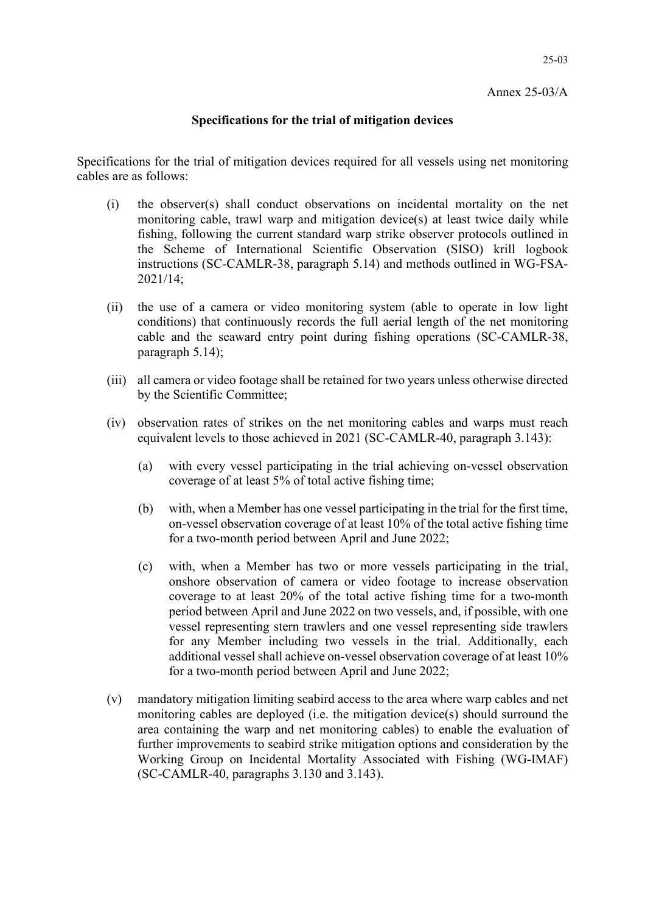Annex 25-03/A

## Specifications for the trial of mitigation devices

Specifications for the trial of mitigation devices required for all vessels using net monitoring cables are as follows:

(i) the observer(s) shall conduct observations on incidental mortality on the net monitoring cable, trawl warp and mitigation device(s) at least twice daily while fishing, following the current standard warp strike observer protocols outlined in the Scheme of International Scientific Observation (SISO) krill logbook instructions (SC-CAMLR-38, paragraph 5.14) and methods outlined in WG-FSA-2021/14;

(ii) the use of a camera or video monitoring system (able to operate in low light conditions) that continuously records the full aerial length of the net monitoring cable and the seaward entry point during fishing operations (SC-CAMLR-38, paragraph 5.14);

(iii) all camera or video footage shall be retained for two years unless otherwise directed by the Scientific Committee;

(iv) observation rates of strikes on the net monitoring cables and warps must reach equivalent levels to those achieved in 2021 (SC-CAMLR-40, paragraph 3.143):

  (a) with every vessel participating in the trial achieving on-vessel observation coverage of at least 5% of total active fishing time;

  (b) with, when a Member has one vessel participating in the trial for the first time, on-vessel observation coverage of at least 10% of the total active fishing time for a two-month period between April and June 2022;

  (c) with, when a Member has two or more vessels participating in the trial, onshore observation of camera or video footage to increase observation coverage to at least 20% of the total active fishing time for a two-month period between April and June 2022 on two vessels, and, if possible, with one vessel representing stern trawlers and one vessel representing side trawlers for any Member including two vessels in the trial. Additionally, each additional vessel shall achieve on-vessel observation coverage of at least 10% for a two-month period between April and June 2022;

(v) mandatory mitigation limiting seabird access to the area where warp cables and net monitoring cables are deployed (i.e. the mitigation device(s) should surround the area containing the warp and net monitoring cables) to enable the evaluation of further improvements to seabird strike mitigation options and consideration by the Working Group on Incidental Mortality Associated with Fishing (WG-IMAF) (SC-CAMLR-40, paragraphs 3.130 and 3.143).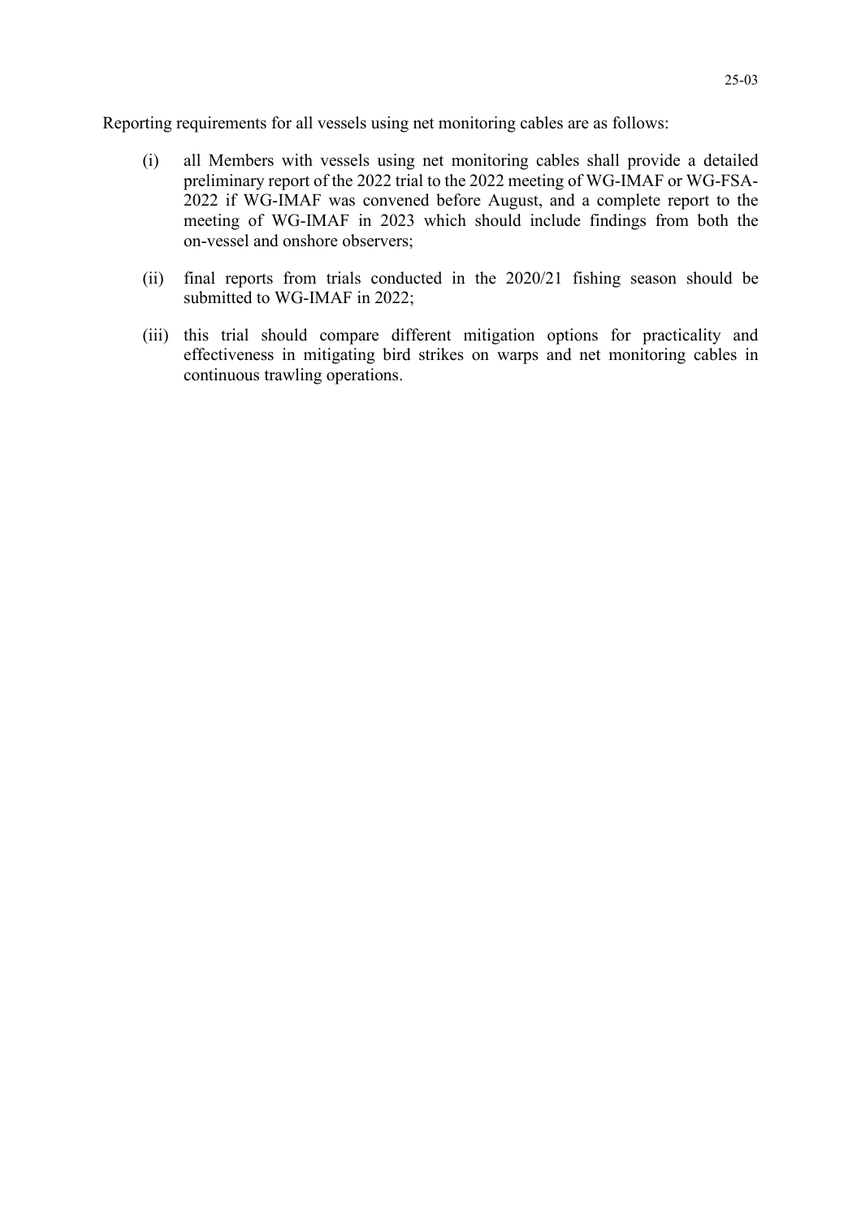Reporting requirements for all vessels using net monitoring cables are as follows:

(i) all Members with vessels using net monitoring cables shall provide a detailed preliminary report of the 2022 trial to the 2022 meeting of WG-IMAF or WG-FSA-2022 if WG-IMAF was convened before August, and a complete report to the meeting of WG-IMAF in 2023 which should include findings from both the on-vessel and onshore observers;

(ii) final reports from trials conducted in the 2020/21 fishing season should be submitted to WG-IMAF in 2022;

(iii) this trial should compare different mitigation options for practicality and effectiveness in mitigating bird strikes on warps and net monitoring cables in continuous trawling operations.